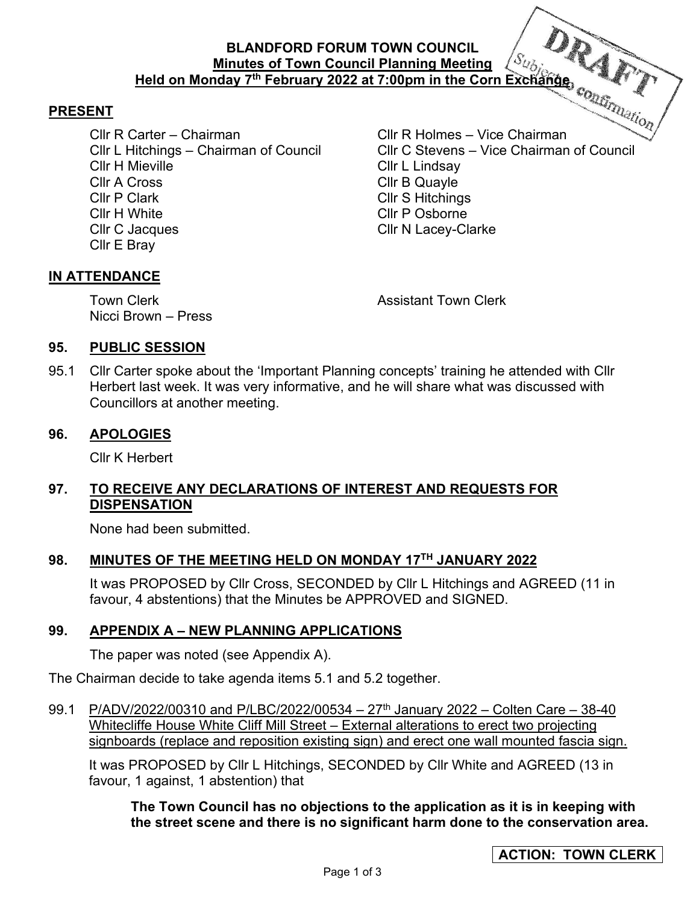**BLANDFORD FORUM TOWN COUNCIL**
**Minutes of Town Council Planning Meeting**
**Held on Monday 7th February 2022 at 7:00pm in the Corn Exchange**

DRAFT Subject to confirmation

## PRESENT

Cllr R Carter – Chairman
Cllr R Holmes – Vice Chairman
Cllr L Hitchings – Chairman of Council
Cllr C Stevens – Vice Chairman of Council
Cllr H Mieville
Cllr L Lindsay
Cllr A Cross
Cllr B Quayle
Cllr P Clark
Cllr S Hitchings
Cllr H White
Cllr P Osborne
Cllr C Jacques
Cllr N Lacey-Clarke
Cllr E Bray

## IN ATTENDANCE

Town Clerk
Assistant Town Clerk
Nicci Brown – Press

## 95. PUBLIC SESSION

95.1 Cllr Carter spoke about the 'Important Planning concepts' training he attended with Cllr Herbert last week. It was very informative, and he will share what was discussed with Councillors at another meeting.

## 96. APOLOGIES

Cllr K Herbert

## 97. TO RECEIVE ANY DECLARATIONS OF INTEREST AND REQUESTS FOR DISPENSATION

None had been submitted.

## 98. MINUTES OF THE MEETING HELD ON MONDAY 17TH JANUARY 2022

It was PROPOSED by Cllr Cross, SECONDED by Cllr L Hitchings and AGREED (11 in favour, 4 abstentions) that the Minutes be APPROVED and SIGNED.

## 99. APPENDIX A – NEW PLANNING APPLICATIONS

The paper was noted (see Appendix A).

The Chairman decide to take agenda items 5.1 and 5.2 together.

99.1 P/ADV/2022/00310 and P/LBC/2022/00534 – 27th January 2022 – Colten Care – 38-40 Whitecliffe House White Cliff Mill Street – External alterations to erect two projecting signboards (replace and reposition existing sign) and erect one wall mounted fascia sign.

It was PROPOSED by Cllr L Hitchings, SECONDED by Cllr White and AGREED (13 in favour, 1 against, 1 abstention) that

> **The Town Council has no objections to the application as it is in keeping with the street scene and there is no significant harm done to the conservation area.**

**ACTION: TOWN CLERK**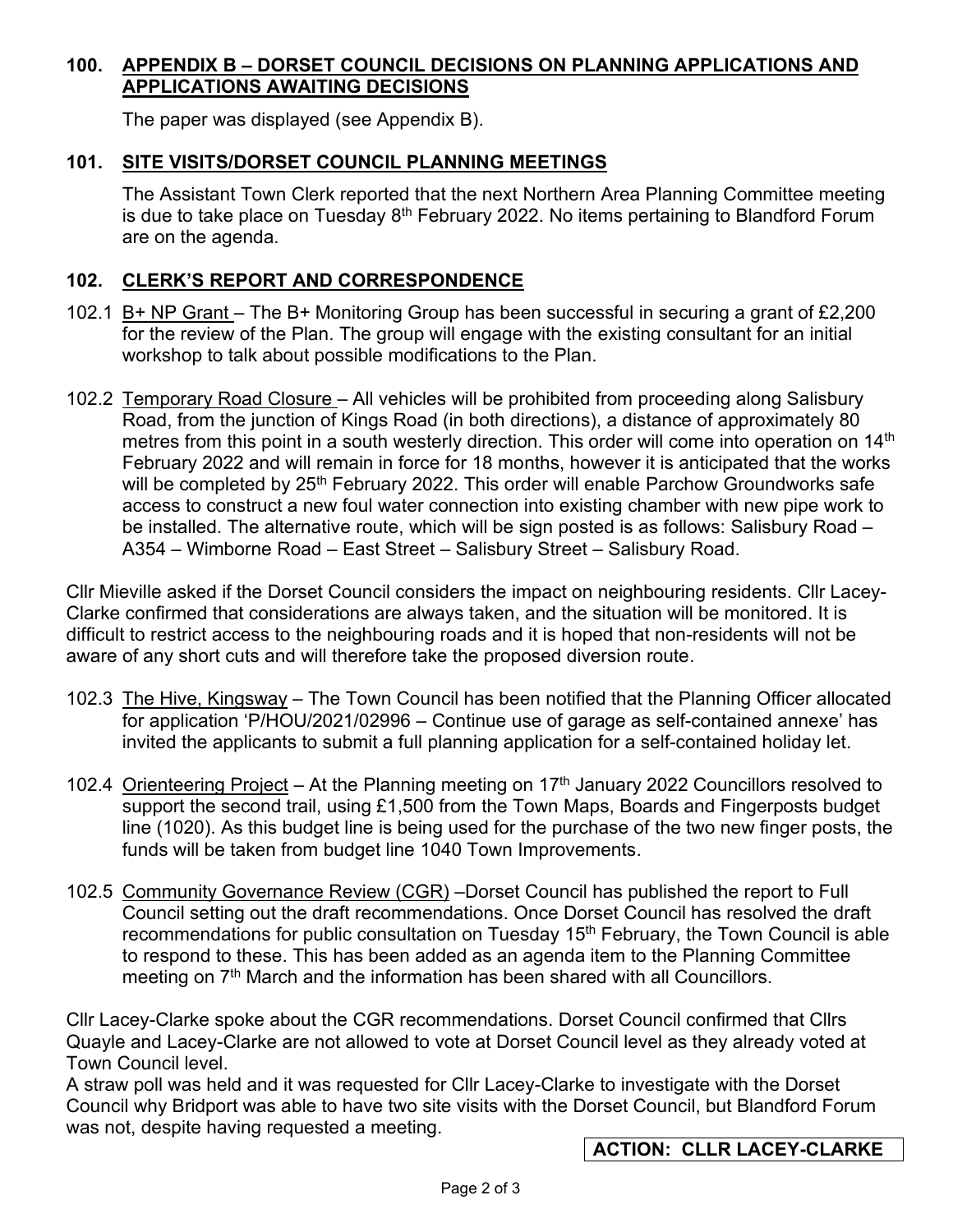## 100. APPENDIX B – DORSET COUNCIL DECISIONS ON PLANNING APPLICATIONS AND APPLICATIONS AWAITING DECISIONS

The paper was displayed (see Appendix B).

## 101. SITE VISITS/DORSET COUNCIL PLANNING MEETINGS

The Assistant Town Clerk reported that the next Northern Area Planning Committee meeting is due to take place on Tuesday 8th February 2022. No items pertaining to Blandford Forum are on the agenda.

## 102. CLERK'S REPORT AND CORRESPONDENCE

102.1 B+ NP Grant – The B+ Monitoring Group has been successful in securing a grant of £2,200 for the review of the Plan. The group will engage with the existing consultant for an initial workshop to talk about possible modifications to the Plan.

102.2 Temporary Road Closure – All vehicles will be prohibited from proceeding along Salisbury Road, from the junction of Kings Road (in both directions), a distance of approximately 80 metres from this point in a south westerly direction. This order will come into operation on 14th February 2022 and will remain in force for 18 months, however it is anticipated that the works will be completed by 25th February 2022. This order will enable Parchow Groundworks safe access to construct a new foul water connection into existing chamber with new pipe work to be installed. The alternative route, which will be sign posted is as follows: Salisbury Road – A354 – Wimborne Road – East Street – Salisbury Street – Salisbury Road.

Cllr Mieville asked if the Dorset Council considers the impact on neighbouring residents. Cllr Lacey-Clarke confirmed that considerations are always taken, and the situation will be monitored. It is difficult to restrict access to the neighbouring roads and it is hoped that non-residents will not be aware of any short cuts and will therefore take the proposed diversion route.

102.3 The Hive, Kingsway – The Town Council has been notified that the Planning Officer allocated for application 'P/HOU/2021/02996 – Continue use of garage as self-contained annexe' has invited the applicants to submit a full planning application for a self-contained holiday let.

102.4 Orienteering Project – At the Planning meeting on 17th January 2022 Councillors resolved to support the second trail, using £1,500 from the Town Maps, Boards and Fingerposts budget line (1020). As this budget line is being used for the purchase of the two new finger posts, the funds will be taken from budget line 1040 Town Improvements.

102.5 Community Governance Review (CGR) –Dorset Council has published the report to Full Council setting out the draft recommendations. Once Dorset Council has resolved the draft recommendations for public consultation on Tuesday 15th February, the Town Council is able to respond to these. This has been added as an agenda item to the Planning Committee meeting on 7th March and the information has been shared with all Councillors.

Cllr Lacey-Clarke spoke about the CGR recommendations. Dorset Council confirmed that Cllrs Quayle and Lacey-Clarke are not allowed to vote at Dorset Council level as they already voted at Town Council level.

A straw poll was held and it was requested for Cllr Lacey-Clarke to investigate with the Dorset Council why Bridport was able to have two site visits with the Dorset Council, but Blandford Forum was not, despite having requested a meeting.

**ACTION: CLLR LACEY-CLARKE**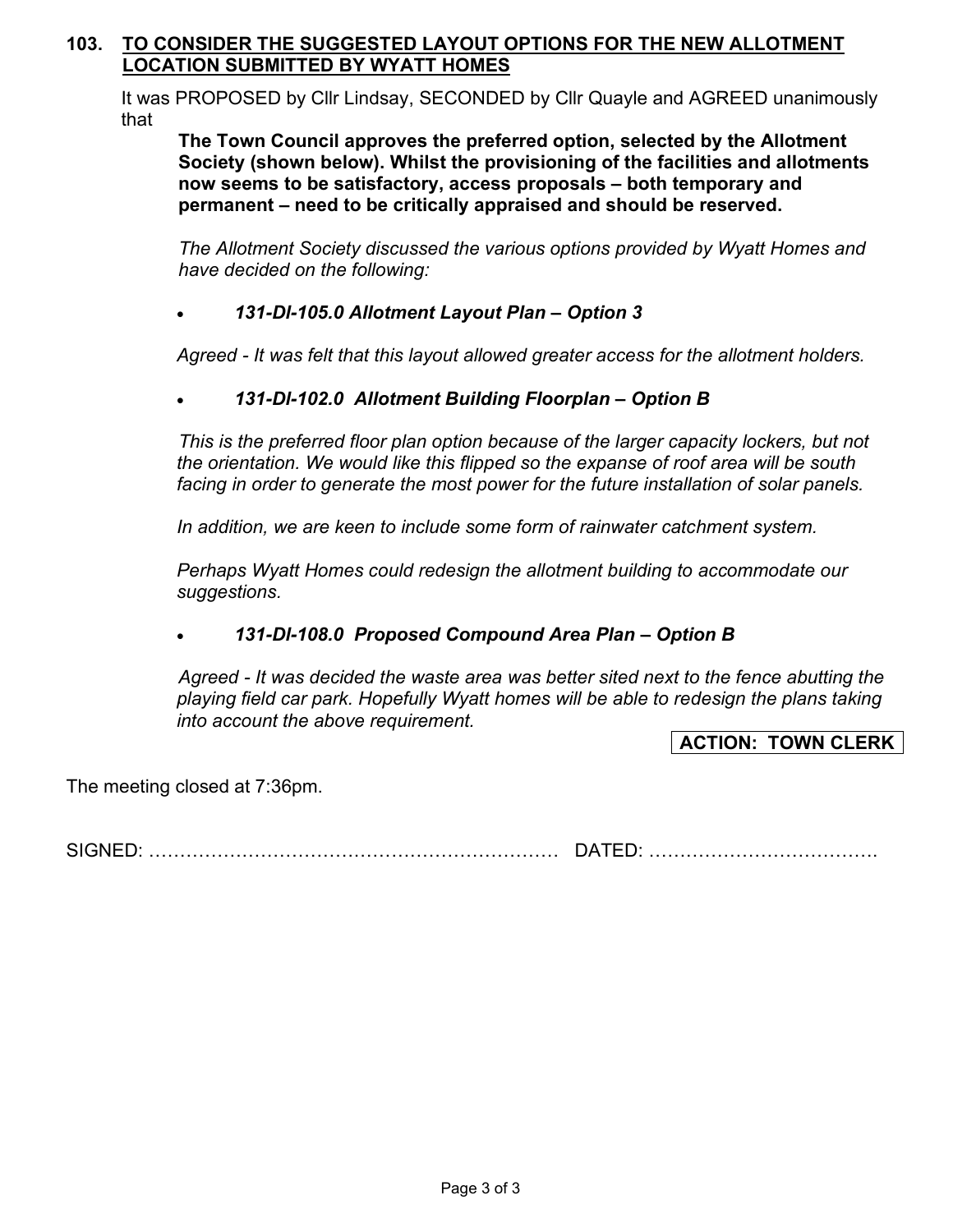## 103. TO CONSIDER THE SUGGESTED LAYOUT OPTIONS FOR THE NEW ALLOTMENT LOCATION SUBMITTED BY WYATT HOMES

It was PROPOSED by Cllr Lindsay, SECONDED by Cllr Quayle and AGREED unanimously that

**The Town Council approves the preferred option, selected by the Allotment Society (shown below). Whilst the provisioning of the facilities and allotments now seems to be satisfactory, access proposals – both temporary and permanent – need to be critically appraised and should be reserved.**

*The Allotment Society discussed the various options provided by Wyatt Homes and have decided on the following:*

- ***131-DI-105.0 Allotment Layout Plan – Option 3***

*Agreed - It was felt that this layout allowed greater access for the allotment holders.*

- ***131-DI-102.0 Allotment Building Floorplan – Option B***

*This is the preferred floor plan option because of the larger capacity lockers, but not the orientation. We would like this flipped so the expanse of roof area will be south facing in order to generate the most power for the future installation of solar panels.*

*In addition, we are keen to include some form of rainwater catchment system.*

*Perhaps Wyatt Homes could redesign the allotment building to accommodate our suggestions.*

- ***131-DI-108.0 Proposed Compound Area Plan – Option B***

*Agreed - It was decided the waste area was better sited next to the fence abutting the playing field car park. Hopefully Wyatt homes will be able to redesign the plans taking into account the above requirement.*

**ACTION: TOWN CLERK**

The meeting closed at 7:36pm.

SIGNED: ………………………………………………………… DATED: ……………………………….